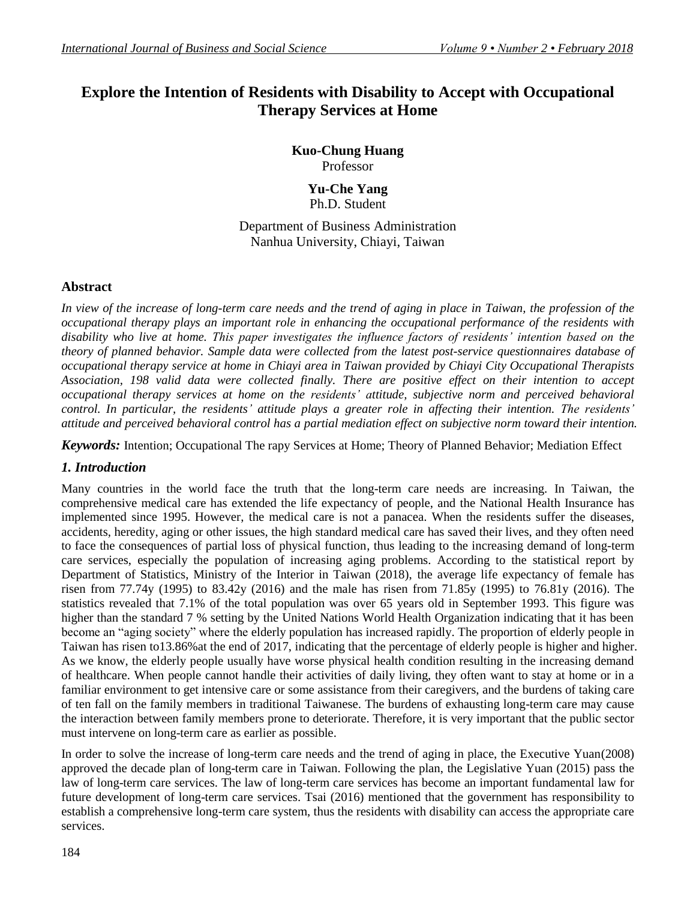# Explore the Intention of Residents with Disability to Accept with Occupational Therapy Services at Home

**Kuo-Chung Huang**
Professor

**Yu-Che Yang**
Ph.D. Student

Department of Business Administration
Nanhua University, Chiayi, Taiwan

## Abstract

*In view of the increase of long-term care needs and the trend of aging in place in Taiwan, the profession of the occupational therapy plays an important role in enhancing the occupational performance of the residents with disability who live at home. This paper investigates the influence factors of residents' intention based on the theory of planned behavior. Sample data were collected from the latest post-service questionnaires database of occupational therapy service at home in Chiayi area in Taiwan provided by Chiayi City Occupational Therapists Association, 198 valid data were collected finally. There are positive effect on their intention to accept occupational therapy services at home on the residents' attitude, subjective norm and perceived behavioral control. In particular, the residents' attitude plays a greater role in affecting their intention. The residents' attitude and perceived behavioral control has a partial mediation effect on subjective norm toward their intention.*

***Keywords:*** Intention; Occupational The rapy Services at Home; Theory of Planned Behavior; Mediation Effect

## *1. Introduction*

Many countries in the world face the truth that the long-term care needs are increasing. In Taiwan, the comprehensive medical care has extended the life expectancy of people, and the National Health Insurance has implemented since 1995. However, the medical care is not a panacea. When the residents suffer the diseases, accidents, heredity, aging or other issues, the high standard medical care has saved their lives, and they often need to face the consequences of partial loss of physical function, thus leading to the increasing demand of long-term care services, especially the population of increasing aging problems. According to the statistical report by Department of Statistics, Ministry of the Interior in Taiwan (2018), the average life expectancy of female has risen from 77.74y (1995) to 83.42y (2016) and the male has risen from 71.85y (1995) to 76.81y (2016). The statistics revealed that 7.1% of the total population was over 65 years old in September 1993. This figure was higher than the standard 7 % setting by the United Nations World Health Organization indicating that it has been become an "aging society" where the elderly population has increased rapidly. The proportion of elderly people in Taiwan has risen to13.86%at the end of 2017, indicating that the percentage of elderly people is higher and higher. As we know, the elderly people usually have worse physical health condition resulting in the increasing demand of healthcare. When people cannot handle their activities of daily living, they often want to stay at home or in a familiar environment to get intensive care or some assistance from their caregivers, and the burdens of taking care of ten fall on the family members in traditional Taiwanese. The burdens of exhausting long-term care may cause the interaction between family members prone to deteriorate. Therefore, it is very important that the public sector must intervene on long-term care as earlier as possible.

In order to solve the increase of long-term care needs and the trend of aging in place, the Executive Yuan(2008) approved the decade plan of long-term care in Taiwan. Following the plan, the Legislative Yuan (2015) pass the law of long-term care services. The law of long-term care services has become an important fundamental law for future development of long-term care services. Tsai (2016) mentioned that the government has responsibility to establish a comprehensive long-term care system, thus the residents with disability can access the appropriate care services.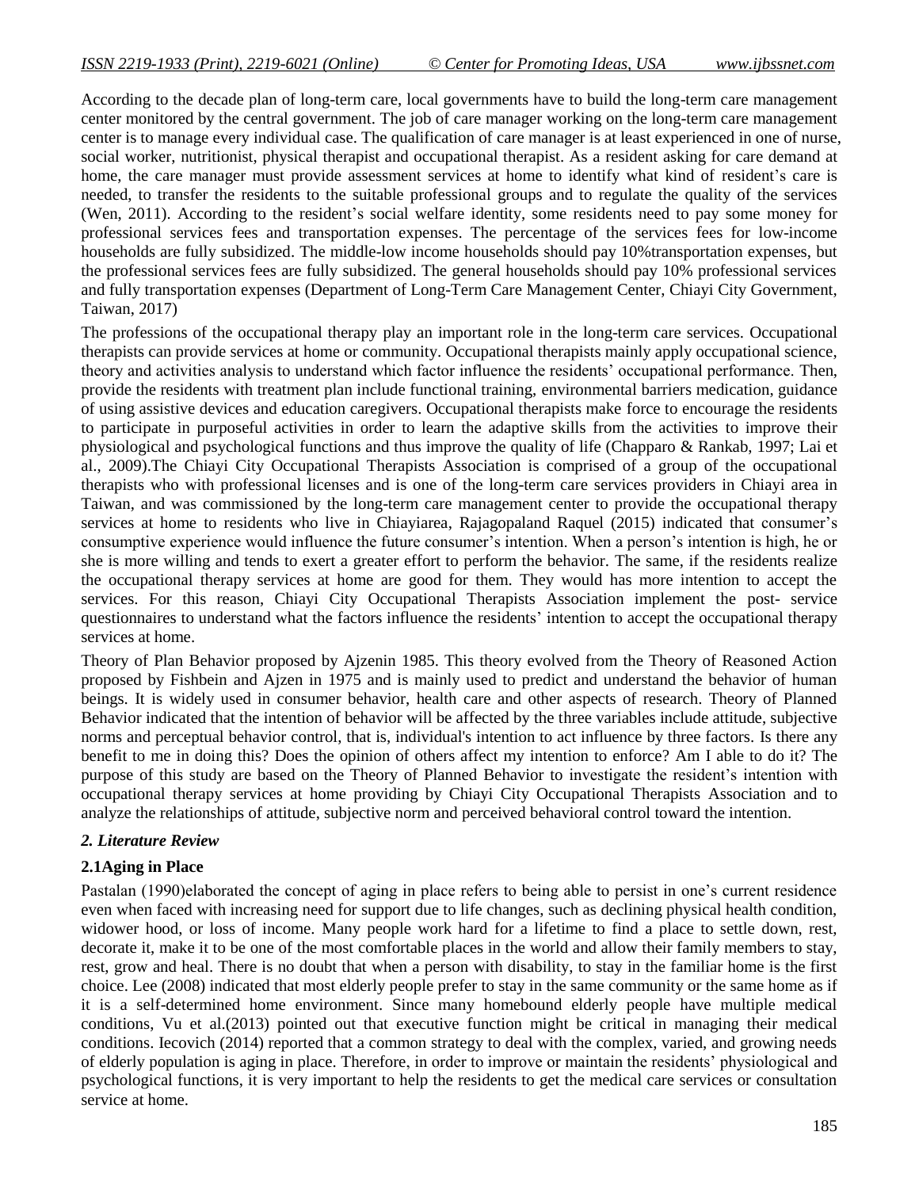According to the decade plan of long-term care, local governments have to build the long-term care management center monitored by the central government. The job of care manager working on the long-term care management center is to manage every individual case. The qualification of care manager is at least experienced in one of nurse, social worker, nutritionist, physical therapist and occupational therapist. As a resident asking for care demand at home, the care manager must provide assessment services at home to identify what kind of resident's care is needed, to transfer the residents to the suitable professional groups and to regulate the quality of the services (Wen, 2011). According to the resident's social welfare identity, some residents need to pay some money for professional services fees and transportation expenses. The percentage of the services fees for low-income households are fully subsidized. The middle-low income households should pay 10%transportation expenses, but the professional services fees are fully subsidized. The general households should pay 10% professional services and fully transportation expenses (Department of Long-Term Care Management Center, Chiayi City Government, Taiwan, 2017)

The professions of the occupational therapy play an important role in the long-term care services. Occupational therapists can provide services at home or community. Occupational therapists mainly apply occupational science, theory and activities analysis to understand which factor influence the residents' occupational performance. Then, provide the residents with treatment plan include functional training, environmental barriers medication, guidance of using assistive devices and education caregivers. Occupational therapists make force to encourage the residents to participate in purposeful activities in order to learn the adaptive skills from the activities to improve their physiological and psychological functions and thus improve the quality of life (Chapparo & Rankab, 1997; Lai et al., 2009).The Chiayi City Occupational Therapists Association is comprised of a group of the occupational therapists who with professional licenses and is one of the long-term care services providers in Chiayi area in Taiwan, and was commissioned by the long-term care management center to provide the occupational therapy services at home to residents who live in Chiayiarea, Rajagopaland Raquel (2015) indicated that consumer's consumptive experience would influence the future consumer's intention. When a person's intention is high, he or she is more willing and tends to exert a greater effort to perform the behavior. The same, if the residents realize the occupational therapy services at home are good for them. They would has more intention to accept the services. For this reason, Chiayi City Occupational Therapists Association implement the post- service questionnaires to understand what the factors influence the residents' intention to accept the occupational therapy services at home.

Theory of Plan Behavior proposed by Ajzenin 1985. This theory evolved from the Theory of Reasoned Action proposed by Fishbein and Ajzen in 1975 and is mainly used to predict and understand the behavior of human beings. It is widely used in consumer behavior, health care and other aspects of research. Theory of Planned Behavior indicated that the intention of behavior will be affected by the three variables include attitude, subjective norms and perceptual behavior control, that is, individual's intention to act influence by three factors. Is there any benefit to me in doing this? Does the opinion of others affect my intention to enforce? Am I able to do it? The purpose of this study are based on the Theory of Planned Behavior to investigate the resident's intention with occupational therapy services at home providing by Chiayi City Occupational Therapists Association and to analyze the relationships of attitude, subjective norm and perceived behavioral control toward the intention.

## *2. Literature Review*

### 2.1Aging in Place

Pastalan (1990)elaborated the concept of aging in place refers to being able to persist in one's current residence even when faced with increasing need for support due to life changes, such as declining physical health condition, widower hood, or loss of income. Many people work hard for a lifetime to find a place to settle down, rest, decorate it, make it to be one of the most comfortable places in the world and allow their family members to stay, rest, grow and heal. There is no doubt that when a person with disability, to stay in the familiar home is the first choice. Lee (2008) indicated that most elderly people prefer to stay in the same community or the same home as if it is a self-determined home environment. Since many homebound elderly people have multiple medical conditions, Vu et al.(2013) pointed out that executive function might be critical in managing their medical conditions. Iecovich (2014) reported that a common strategy to deal with the complex, varied, and growing needs of elderly population is aging in place. Therefore, in order to improve or maintain the residents' physiological and psychological functions, it is very important to help the residents to get the medical care services or consultation service at home.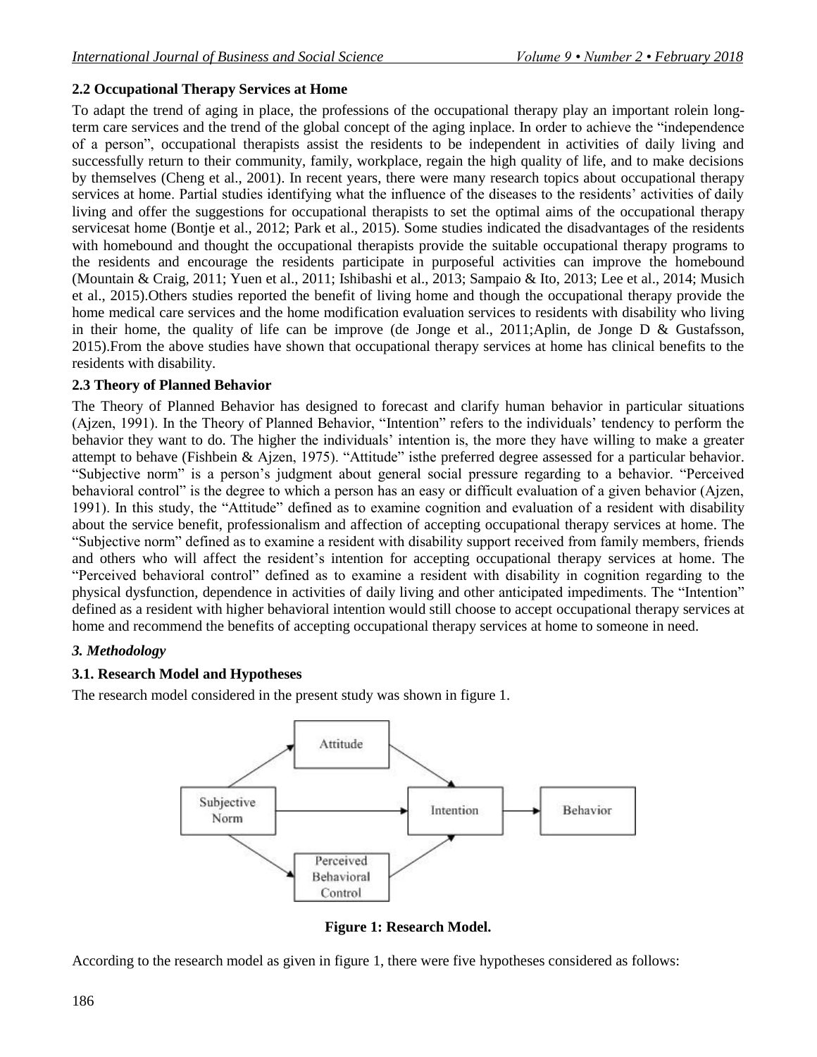### 2.2 Occupational Therapy Services at Home

To adapt the trend of aging in place, the professions of the occupational therapy play an important rolein long-term care services and the trend of the global concept of the aging inplace. In order to achieve the "independence of a person", occupational therapists assist the residents to be independent in activities of daily living and successfully return to their community, family, workplace, regain the high quality of life, and to make decisions by themselves (Cheng et al., 2001). In recent years, there were many research topics about occupational therapy services at home. Partial studies identifying what the influence of the diseases to the residents' activities of daily living and offer the suggestions for occupational therapists to set the optimal aims of the occupational therapy servicesat home (Bontje et al., 2012; Park et al., 2015). Some studies indicated the disadvantages of the residents with homebound and thought the occupational therapists provide the suitable occupational therapy programs to the residents and encourage the residents participate in purposeful activities can improve the homebound (Mountain & Craig, 2011; Yuen et al., 2011; Ishibashi et al., 2013; Sampaio & Ito, 2013; Lee et al., 2014; Musich et al., 2015).Others studies reported the benefit of living home and though the occupational therapy provide the home medical care services and the home modification evaluation services to residents with disability who living in their home, the quality of life can be improve (de Jonge et al., 2011;Aplin, de Jonge D & Gustafsson, 2015).From the above studies have shown that occupational therapy services at home has clinical benefits to the residents with disability.

### 2.3 Theory of Planned Behavior

The Theory of Planned Behavior has designed to forecast and clarify human behavior in particular situations (Ajzen, 1991). In the Theory of Planned Behavior, "Intention" refers to the individuals' tendency to perform the behavior they want to do. The higher the individuals' intention is, the more they have willing to make a greater attempt to behave (Fishbein & Ajzen, 1975). "Attitude" isthe preferred degree assessed for a particular behavior. "Subjective norm" is a person's judgment about general social pressure regarding to a behavior. "Perceived behavioral control" is the degree to which a person has an easy or difficult evaluation of a given behavior (Ajzen, 1991). In this study, the "Attitude" defined as to examine cognition and evaluation of a resident with disability about the service benefit, professionalism and affection of accepting occupational therapy services at home. The "Subjective norm" defined as to examine a resident with disability support received from family members, friends and others who will affect the resident's intention for accepting occupational therapy services at home. The "Perceived behavioral control" defined as to examine a resident with disability in cognition regarding to the physical dysfunction, dependence in activities of daily living and other anticipated impediments. The "Intention" defined as a resident with higher behavioral intention would still choose to accept occupational therapy services at home and recommend the benefits of accepting occupational therapy services at home to someone in need.

## *3. Methodology*

### 3.1. Research Model and Hypotheses

The research model considered in the present study was shown in figure 1.

**Figure 1: Research Model.**

According to the research model as given in figure 1, there were five hypotheses considered as follows: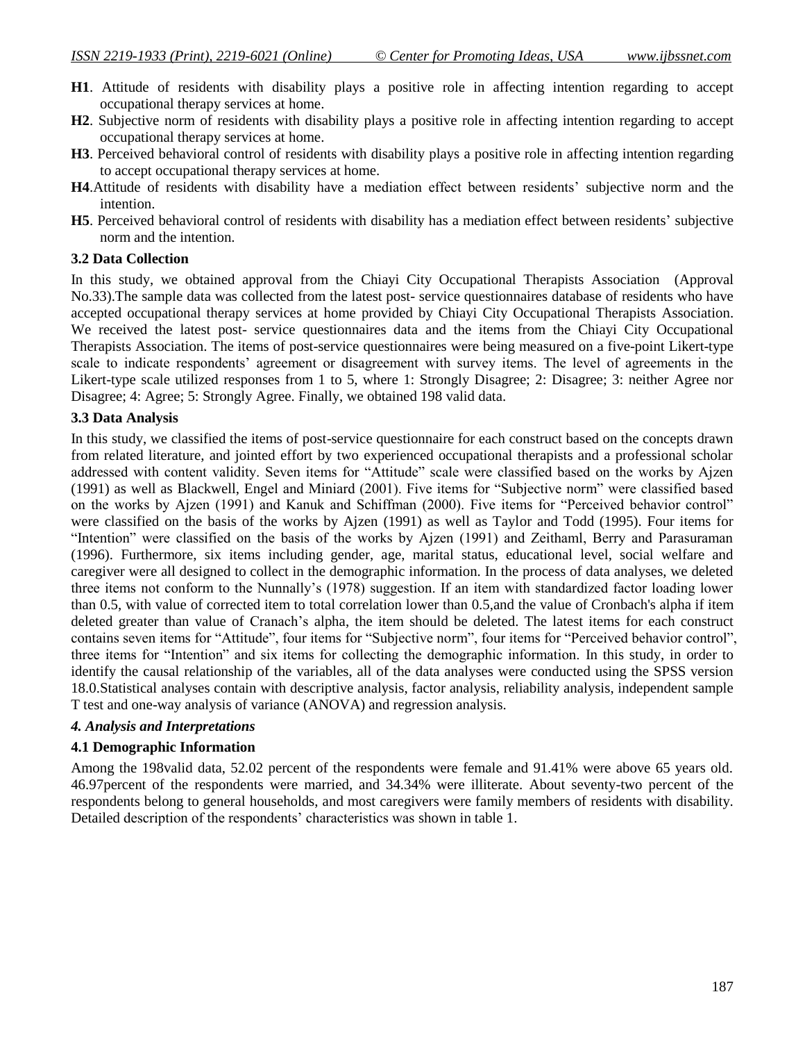**H1**. Attitude of residents with disability plays a positive role in affecting intention regarding to accept occupational therapy services at home.

**H2**. Subjective norm of residents with disability plays a positive role in affecting intention regarding to accept occupational therapy services at home.

**H3**. Perceived behavioral control of residents with disability plays a positive role in affecting intention regarding to accept occupational therapy services at home.

**H4**.Attitude of residents with disability have a mediation effect between residents' subjective norm and the intention.

**H5**. Perceived behavioral control of residents with disability has a mediation effect between residents' subjective norm and the intention.

### 3.2 Data Collection

In this study, we obtained approval from the Chiayi City Occupational Therapists Association (Approval No.33).The sample data was collected from the latest post- service questionnaires database of residents who have accepted occupational therapy services at home provided by Chiayi City Occupational Therapists Association. We received the latest post- service questionnaires data and the items from the Chiayi City Occupational Therapists Association. The items of post-service questionnaires were being measured on a five-point Likert-type scale to indicate respondents' agreement or disagreement with survey items. The level of agreements in the Likert-type scale utilized responses from 1 to 5, where 1: Strongly Disagree; 2: Disagree; 3: neither Agree nor Disagree; 4: Agree; 5: Strongly Agree. Finally, we obtained 198 valid data.

### 3.3 Data Analysis

In this study, we classified the items of post-service questionnaire for each construct based on the concepts drawn from related literature, and jointed effort by two experienced occupational therapists and a professional scholar addressed with content validity. Seven items for "Attitude" scale were classified based on the works by Ajzen (1991) as well as Blackwell, Engel and Miniard (2001). Five items for "Subjective norm" were classified based on the works by Ajzen (1991) and Kanuk and Schiffman (2000). Five items for "Perceived behavior control" were classified on the basis of the works by Ajzen (1991) as well as Taylor and Todd (1995). Four items for "Intention" were classified on the basis of the works by Ajzen (1991) and Zeithaml, Berry and Parasuraman (1996). Furthermore, six items including gender, age, marital status, educational level, social welfare and caregiver were all designed to collect in the demographic information. In the process of data analyses, we deleted three items not conform to the Nunnally's (1978) suggestion. If an item with standardized factor loading lower than 0.5, with value of corrected item to total correlation lower than 0.5,and the value of Cronbach's alpha if item deleted greater than value of Cranach's alpha, the item should be deleted. The latest items for each construct contains seven items for "Attitude", four items for "Subjective norm", four items for "Perceived behavior control", three items for "Intention" and six items for collecting the demographic information. In this study, in order to identify the causal relationship of the variables, all of the data analyses were conducted using the SPSS version 18.0.Statistical analyses contain with descriptive analysis, factor analysis, reliability analysis, independent sample T test and one-way analysis of variance (ANOVA) and regression analysis.

## *4. Analysis and Interpretations*

### 4.1 Demographic Information

Among the 198valid data, 52.02 percent of the respondents were female and 91.41% were above 65 years old. 46.97percent of the respondents were married, and 34.34% were illiterate. About seventy-two percent of the respondents belong to general households, and most caregivers were family members of residents with disability. Detailed description of the respondents' characteristics was shown in table 1.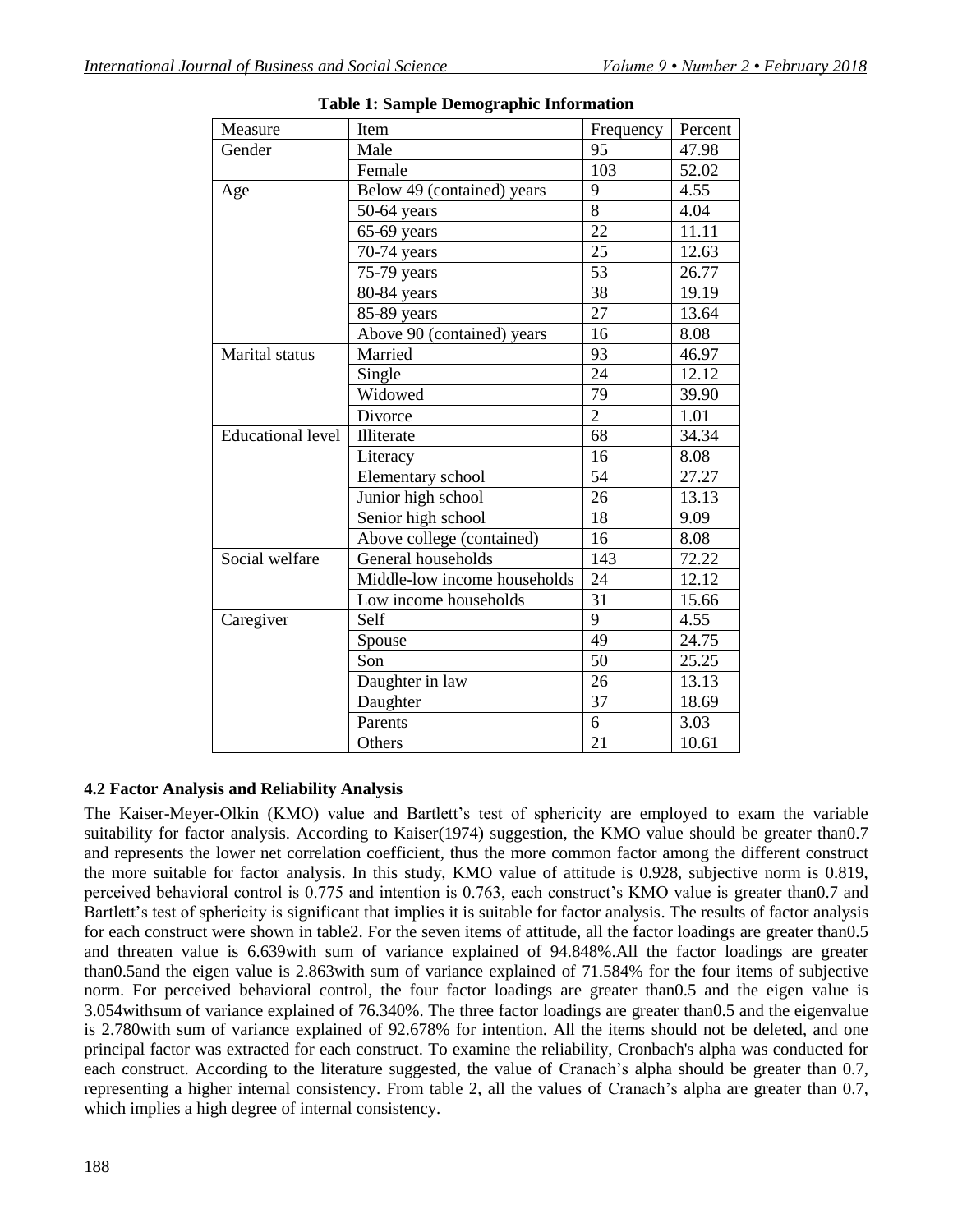**Table 1: Sample Demographic Information**

| Measure | Item | Frequency | Percent |
|---|---|---|---|
| Gender | Male | 95 | 47.98 |
| | Female | 103 | 52.02 |
| Age | Below 49 (contained) years | 9 | 4.55 |
| | 50-64 years | 8 | 4.04 |
| | 65-69 years | 22 | 11.11 |
| | 70-74 years | 25 | 12.63 |
| | 75-79 years | 53 | 26.77 |
| | 80-84 years | 38 | 19.19 |
| | 85-89 years | 27 | 13.64 |
| | Above 90 (contained) years | 16 | 8.08 |
| Marital status | Married | 93 | 46.97 |
| | Single | 24 | 12.12 |
| | Widowed | 79 | 39.90 |
| | Divorce | 2 | 1.01 |
| Educational level | Illiterate | 68 | 34.34 |
| | Literacy | 16 | 8.08 |
| | Elementary school | 54 | 27.27 |
| | Junior high school | 26 | 13.13 |
| | Senior high school | 18 | 9.09 |
| | Above college (contained) | 16 | 8.08 |
| Social welfare | General households | 143 | 72.22 |
| | Middle-low income households | 24 | 12.12 |
| | Low income households | 31 | 15.66 |
| Caregiver | Self | 9 | 4.55 |
| | Spouse | 49 | 24.75 |
| | Son | 50 | 25.25 |
| | Daughter in law | 26 | 13.13 |
| | Daughter | 37 | 18.69 |
| | Parents | 6 | 3.03 |
| | Others | 21 | 10.61 |

### 4.2 Factor Analysis and Reliability Analysis

The Kaiser-Meyer-Olkin (KMO) value and Bartlett's test of sphericity are employed to exam the variable suitability for factor analysis. According to Kaiser(1974) suggestion, the KMO value should be greater than0.7 and represents the lower net correlation coefficient, thus the more common factor among the different construct the more suitable for factor analysis. In this study, KMO value of attitude is 0.928, subjective norm is 0.819, perceived behavioral control is 0.775 and intention is 0.763, each construct's KMO value is greater than0.7 and Bartlett's test of sphericity is significant that implies it is suitable for factor analysis. The results of factor analysis for each construct were shown in table2. For the seven items of attitude, all the factor loadings are greater than0.5 and threaten value is 6.639with sum of variance explained of 94.848%.All the factor loadings are greater than0.5and the eigen value is 2.863with sum of variance explained of 71.584% for the four items of subjective norm. For perceived behavioral control, the four factor loadings are greater than0.5 and the eigen value is 3.054withsum of variance explained of 76.340%. The three factor loadings are greater than0.5 and the eigenvalue is 2.780with sum of variance explained of 92.678% for intention. All the items should not be deleted, and one principal factor was extracted for each construct. To examine the reliability, Cronbach's alpha was conducted for each construct. According to the literature suggested, the value of Cranach's alpha should be greater than 0.7, representing a higher internal consistency. From table 2, all the values of Cranach's alpha are greater than 0.7, which implies a high degree of internal consistency.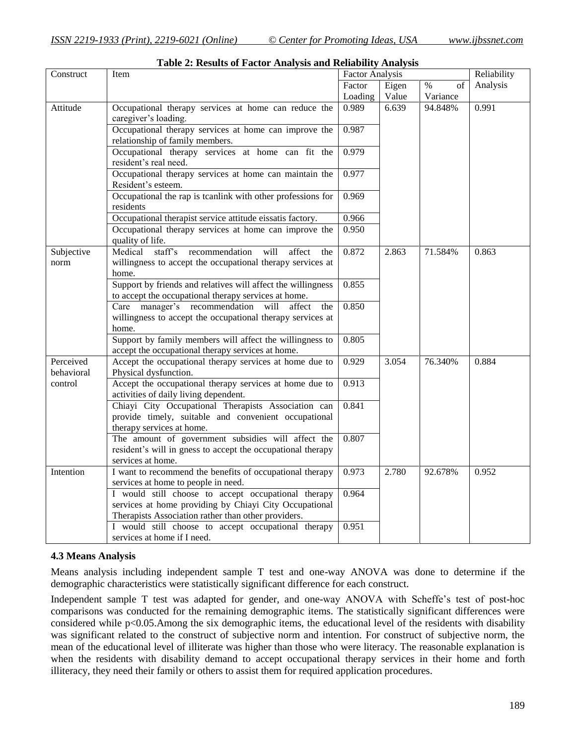**Table 2: Results of Factor Analysis and Reliability Analysis**

| Construct | Item | Factor Analysis | | | Reliability Analysis |
|---|---|---|---|---|---|
| | | Factor Loading | Eigen Value | % of Variance | |
| Attitude | Occupational therapy services at home can reduce the caregiver's loading. | 0.989 | 6.639 | 94.848% | 0.991 |
| | Occupational therapy services at home can improve the relationship of family members. | 0.987 | | | |
| | Occupational therapy services at home can fit the resident's real need. | 0.979 | | | |
| | Occupational therapy services at home can maintain the Resident's esteem. | 0.977 | | | |
| | Occupational the rap is tcanlink with other professions for residents | 0.969 | | | |
| | Occupational therapist service attitude eissatis factory. | 0.966 | | | |
| | Occupational therapy services at home can improve the quality of life. | 0.950 | | | |
| Subjective norm | Medical staff's recommendation will affect the willingness to accept the occupational therapy services at home. | 0.872 | 2.863 | 71.584% | 0.863 |
| | Support by friends and relatives will affect the willingness to accept the occupational therapy services at home. | 0.855 | | | |
| | Care manager's recommendation will affect the willingness to accept the occupational therapy services at home. | 0.850 | | | |
| | Support by family members will affect the willingness to accept the occupational therapy services at home. | 0.805 | | | |
| Perceived behavioral control | Accept the occupational therapy services at home due to Physical dysfunction. | 0.929 | 3.054 | 76.340% | 0.884 |
| | Accept the occupational therapy services at home due to activities of daily living dependent. | 0.913 | | | |
| | Chiayi City Occupational Therapists Association can provide timely, suitable and convenient occupational therapy services at home. | 0.841 | | | |
| | The amount of government subsidies will affect the resident's will in gness to accept the occupational therapy services at home. | 0.807 | | | |
| Intention | I want to recommend the benefits of occupational therapy services at home to people in need. | 0.973 | 2.780 | 92.678% | 0.952 |
| | I would still choose to accept occupational therapy services at home providing by Chiayi City Occupational Therapists Association rather than other providers. | 0.964 | | | |
| | I would still choose to accept occupational therapy services at home if I need. | 0.951 | | | |

### 4.3 Means Analysis

Means analysis including independent sample T test and one-way ANOVA was done to determine if the demographic characteristics were statistically significant difference for each construct.

Independent sample T test was adapted for gender, and one-way ANOVA with Scheffe's test of post-hoc comparisons was conducted for the remaining demographic items. The statistically significant differences were considered while $p<0.05$.Among the six demographic items, the educational level of the residents with disability was significant related to the construct of subjective norm and intention. For construct of subjective norm, the mean of the educational level of illiterate was higher than those who were literacy. The reasonable explanation is when the residents with disability demand to accept occupational therapy services in their home and forth illiteracy, they need their family or others to assist them for required application procedures.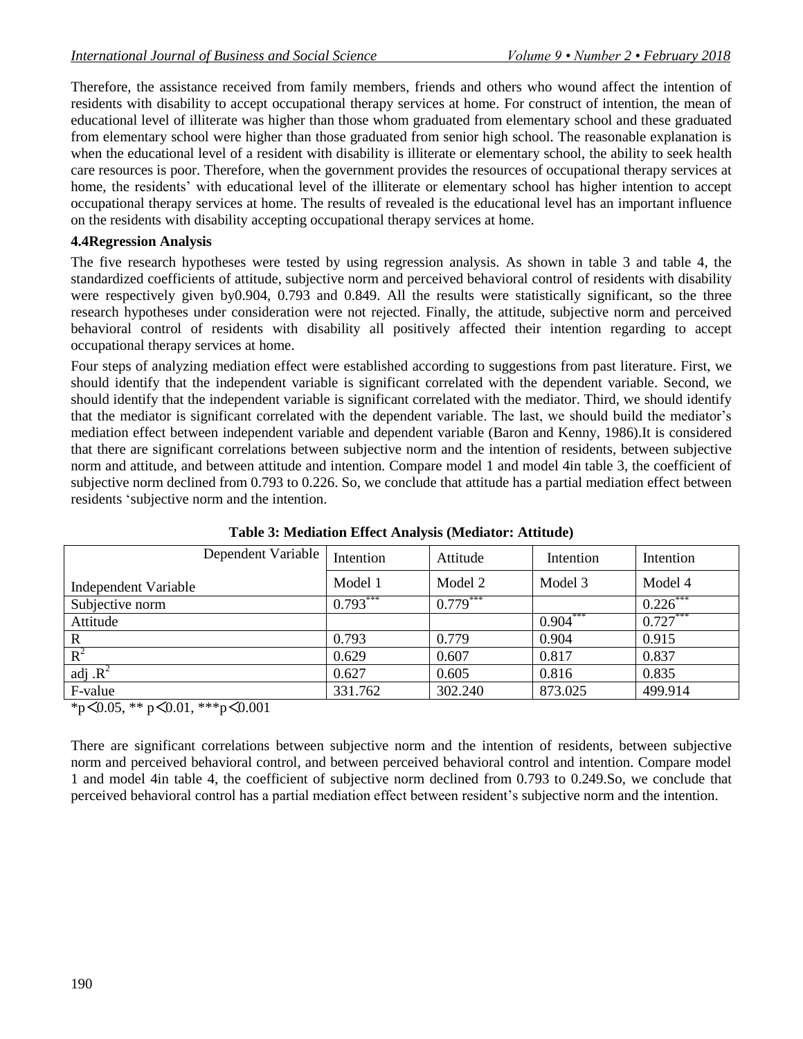Therefore, the assistance received from family members, friends and others who wound affect the intention of residents with disability to accept occupational therapy services at home. For construct of intention, the mean of educational level of illiterate was higher than those whom graduated from elementary school and these graduated from elementary school were higher than those graduated from senior high school. The reasonable explanation is when the educational level of a resident with disability is illiterate or elementary school, the ability to seek health care resources is poor. Therefore, when the government provides the resources of occupational therapy services at home, the residents' with educational level of the illiterate or elementary school has higher intention to accept occupational therapy services at home. The results of revealed is the educational level has an important influence on the residents with disability accepting occupational therapy services at home.

### 4.4Regression Analysis

The five research hypotheses were tested by using regression analysis. As shown in table 3 and table 4, the standardized coefficients of attitude, subjective norm and perceived behavioral control of residents with disability were respectively given by0.904, 0.793 and 0.849. All the results were statistically significant, so the three research hypotheses under consideration were not rejected. Finally, the attitude, subjective norm and perceived behavioral control of residents with disability all positively affected their intention regarding to accept occupational therapy services at home.

Four steps of analyzing mediation effect were established according to suggestions from past literature. First, we should identify that the independent variable is significant correlated with the dependent variable. Second, we should identify that the independent variable is significant correlated with the mediator. Third, we should identify that the mediator is significant correlated with the dependent variable. The last, we should build the mediator's mediation effect between independent variable and dependent variable (Baron and Kenny, 1986).It is considered that there are significant correlations between subjective norm and the intention of residents, between subjective norm and attitude, and between attitude and intention. Compare model 1 and model 4in table 3, the coefficient of subjective norm declined from 0.793 to 0.226. So, we conclude that attitude has a partial mediation effect between residents 'subjective norm and the intention.

**Table 3: Mediation Effect Analysis (Mediator: Attitude)**

| Dependent Variable | Intention | Attitude | Intention | Intention |
|---|---|---|---|---|
| Independent Variable | Model 1 | Model 2 | Model 3 | Model 4 |
| Subjective norm | 0.793*** | 0.779*** | | 0.226*** |
| Attitude | | | 0.904*** | 0.727*** |
| R | 0.793 | 0.779 | 0.904 | 0.915 |
| $R^2$ | 0.629 | 0.607 | 0.817 | 0.837 |
| adj .$R^2$ | 0.627 | 0.605 | 0.816 | 0.835 |
| F-value | 331.762 | 302.240 | 873.025 | 499.914 |

*$p<0.05$, ** $p<0.01$, ***$p<0.001$

There are significant correlations between subjective norm and the intention of residents, between subjective norm and perceived behavioral control, and between perceived behavioral control and intention. Compare model 1 and model 4in table 4, the coefficient of subjective norm declined from 0.793 to 0.249.So, we conclude that perceived behavioral control has a partial mediation effect between resident's subjective norm and the intention.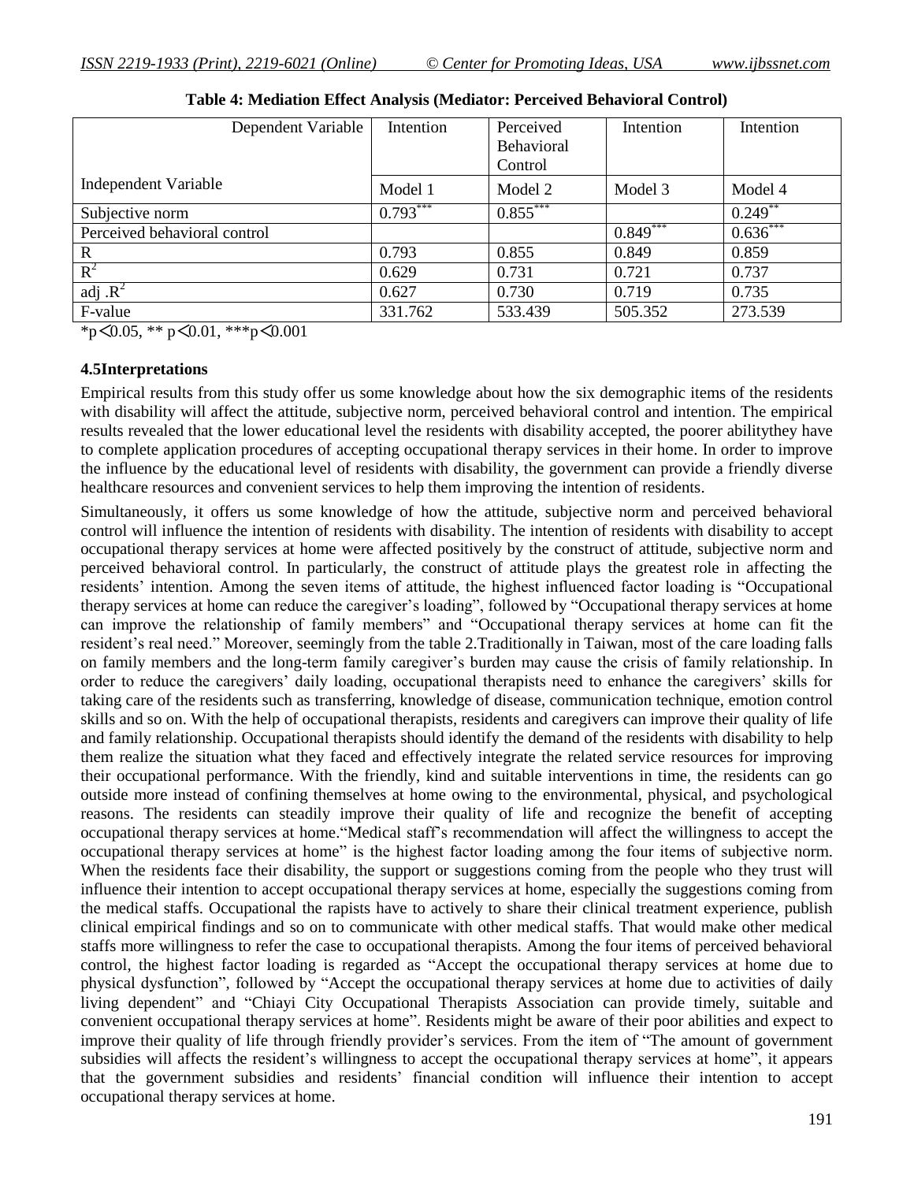**Table 4: Mediation Effect Analysis (Mediator: Perceived Behavioral Control)**

| Dependent Variable | Intention | Perceived Behavioral Control | Intention | Intention |
|---|---|---|---|---|
| Independent Variable | Model 1 | Model 2 | Model 3 | Model 4 |
| Subjective norm | 0.793*** | 0.855*** | | 0.249** |
| Perceived behavioral control | | | 0.849*** | 0.636*** |
| R | 0.793 | 0.855 | 0.849 | 0.859 |
| $R^2$ | 0.629 | 0.731 | 0.721 | 0.737 |
| adj .$R^2$ | 0.627 | 0.730 | 0.719 | 0.735 |
| F-value | 331.762 | 533.439 | 505.352 | 273.539 |

*p<0.05, ** p<0.01, ***p<0.001

### 4.5Interpretations

Empirical results from this study offer us some knowledge about how the six demographic items of the residents with disability will affect the attitude, subjective norm, perceived behavioral control and intention. The empirical results revealed that the lower educational level the residents with disability accepted, the poorer abilitythey have to complete application procedures of accepting occupational therapy services in their home. In order to improve the influence by the educational level of residents with disability, the government can provide a friendly diverse healthcare resources and convenient services to help them improving the intention of residents.

Simultaneously, it offers us some knowledge of how the attitude, subjective norm and perceived behavioral control will influence the intention of residents with disability. The intention of residents with disability to accept occupational therapy services at home were affected positively by the construct of attitude, subjective norm and perceived behavioral control. In particular, the construct of attitude plays the greatest role in affecting the residents' intention. Among the seven items of attitude, the highest influenced factor loading is "Occupational therapy services at home can reduce the caregiver's loading", followed by "Occupational therapy services at home can improve the relationship of family members" and "Occupational therapy services at home can fit the resident's real need." Moreover, seemingly from the table 2.Traditionally in Taiwan, most of the care loading falls on family members and the long-term family caregiver's burden may cause the crisis of family relationship. In order to reduce the caregivers' daily loading, occupational therapists need to enhance the caregivers' skills for taking care of the residents such as transferring, knowledge of disease, communication technique, emotion control skills and so on. With the help of occupational therapists, residents and caregivers can improve their quality of life and family relationship. Occupational therapists should identify the demand of the residents with disability to help them realize the situation what they faced and effectively integrate the related service resources for improving their occupational performance. With the friendly, kind and suitable interventions in time, the residents can go outside more instead of confining themselves at home owing to the environmental, physical, and psychological reasons. The residents can steadily improve their quality of life and recognize the benefit of accepting occupational therapy services at home."Medical staff's recommendation will affect the willingness to accept the occupational therapy services at home" is the highest factor loading among the four items of subjective norm. When the residents face their disability, the support or suggestions coming from the people who they trust will influence their intention to accept occupational therapy services at home, especially the suggestions coming from the medical staffs. Occupational the rapists have to actively to share their clinical treatment experience, publish clinical empirical findings and so on to communicate with other medical staffs. That would make other medical staffs more willingness to refer the case to occupational therapists. Among the four items of perceived behavioral control, the highest factor loading is regarded as "Accept the occupational therapy services at home due to physical dysfunction", followed by "Accept the occupational therapy services at home due to activities of daily living dependent" and "Chiayi City Occupational Therapists Association can provide timely, suitable and convenient occupational therapy services at home". Residents might be aware of their poor abilities and expect to improve their quality of life through friendly provider's services. From the item of "The amount of government subsidies will affects the resident's willingness to accept the occupational therapy services at home", it appears that the government subsidies and residents' financial condition will influence their intention to accept occupational therapy services at home.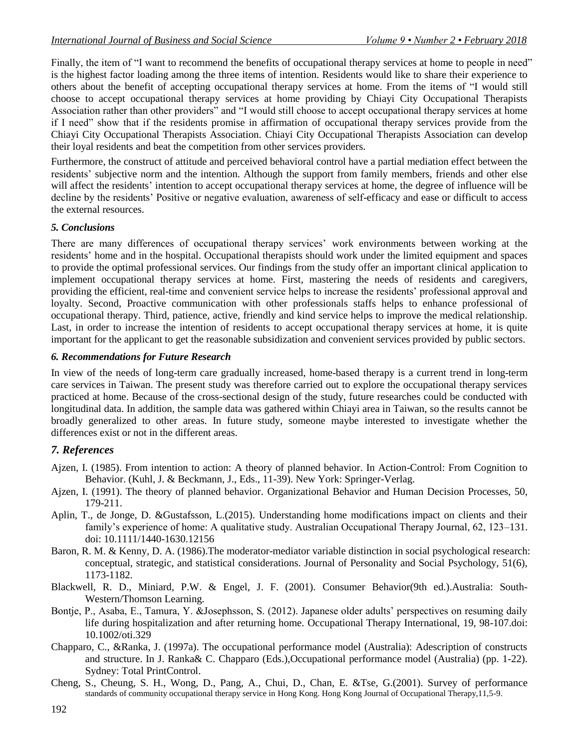Finally, the item of "I want to recommend the benefits of occupational therapy services at home to people in need" is the highest factor loading among the three items of intention. Residents would like to share their experience to others about the benefit of accepting occupational therapy services at home. From the items of "I would still choose to accept occupational therapy services at home providing by Chiayi City Occupational Therapists Association rather than other providers" and "I would still choose to accept occupational therapy services at home if I need" show that if the residents promise in affirmation of occupational therapy services provide from the Chiayi City Occupational Therapists Association. Chiayi City Occupational Therapists Association can develop their loyal residents and beat the competition from other services providers.

Furthermore, the construct of attitude and perceived behavioral control have a partial mediation effect between the residents' subjective norm and the intention. Although the support from family members, friends and other else will affect the residents' intention to accept occupational therapy services at home, the degree of influence will be decline by the residents' Positive or negative evaluation, awareness of self-efficacy and ease or difficult to access the external resources.

### *5. Conclusions*

There are many differences of occupational therapy services' work environments between working at the residents' home and in the hospital. Occupational therapists should work under the limited equipment and spaces to provide the optimal professional services. Our findings from the study offer an important clinical application to implement occupational therapy services at home. First, mastering the needs of residents and caregivers, providing the efficient, real-time and convenient service helps to increase the residents' professional approval and loyalty. Second, Proactive communication with other professionals staffs helps to enhance professional of occupational therapy. Third, patience, active, friendly and kind service helps to improve the medical relationship. Last, in order to increase the intention of residents to accept occupational therapy services at home, it is quite important for the applicant to get the reasonable subsidization and convenient services provided by public sectors.

### *6. Recommendations for Future Research*

In view of the needs of long-term care gradually increased, home-based therapy is a current trend in long-term care services in Taiwan. The present study was therefore carried out to explore the occupational therapy services practiced at home. Because of the cross-sectional design of the study, future researches could be conducted with longitudinal data. In addition, the sample data was gathered within Chiayi area in Taiwan, so the results cannot be broadly generalized to other areas. In future study, someone maybe interested to investigate whether the differences exist or not in the different areas.

## *7. References*

Ajzen, I. (1985). From intention to action: A theory of planned behavior. In Action-Control: From Cognition to Behavior. (Kuhl, J. & Beckmann, J., Eds., 11-39). New York: Springer-Verlag.

Ajzen, I. (1991). The theory of planned behavior. Organizational Behavior and Human Decision Processes, 50, 179-211.

Aplin, T., de Jonge, D. &Gustafsson, L.(2015). Understanding home modifications impact on clients and their family's experience of home: A qualitative study. Australian Occupational Therapy Journal, 62, 123–131. doi: 10.1111/1440-1630.12156

Baron, R. M. & Kenny, D. A. (1986).The moderator-mediator variable distinction in social psychological research: conceptual, strategic, and statistical considerations. Journal of Personality and Social Psychology, 51(6), 1173-1182.

Blackwell, R. D., Miniard, P.W. & Engel, J. F. (2001). Consumer Behavior(9th ed.).Australia: South-Western/Thomson Learning.

Bontje, P., Asaba, E., Tamura, Y. &Josephsson, S. (2012). Japanese older adults' perspectives on resuming daily life during hospitalization and after returning home. Occupational Therapy International, 19, 98-107.doi: 10.1002/oti.329

Chapparo, C., &Ranka, J. (1997a). The occupational performance model (Australia): Adescription of constructs and structure. In J. Ranka& C. Chapparo (Eds.),Occupational performance model (Australia) (pp. 1-22). Sydney: Total PrintControl.

Cheng, S., Cheung, S. H., Wong, D., Pang, A., Chui, D., Chan, E. &Tse, G.(2001). Survey of performance standards of community occupational therapy service in Hong Kong. Hong Kong Journal of Occupational Therapy,11,5-9.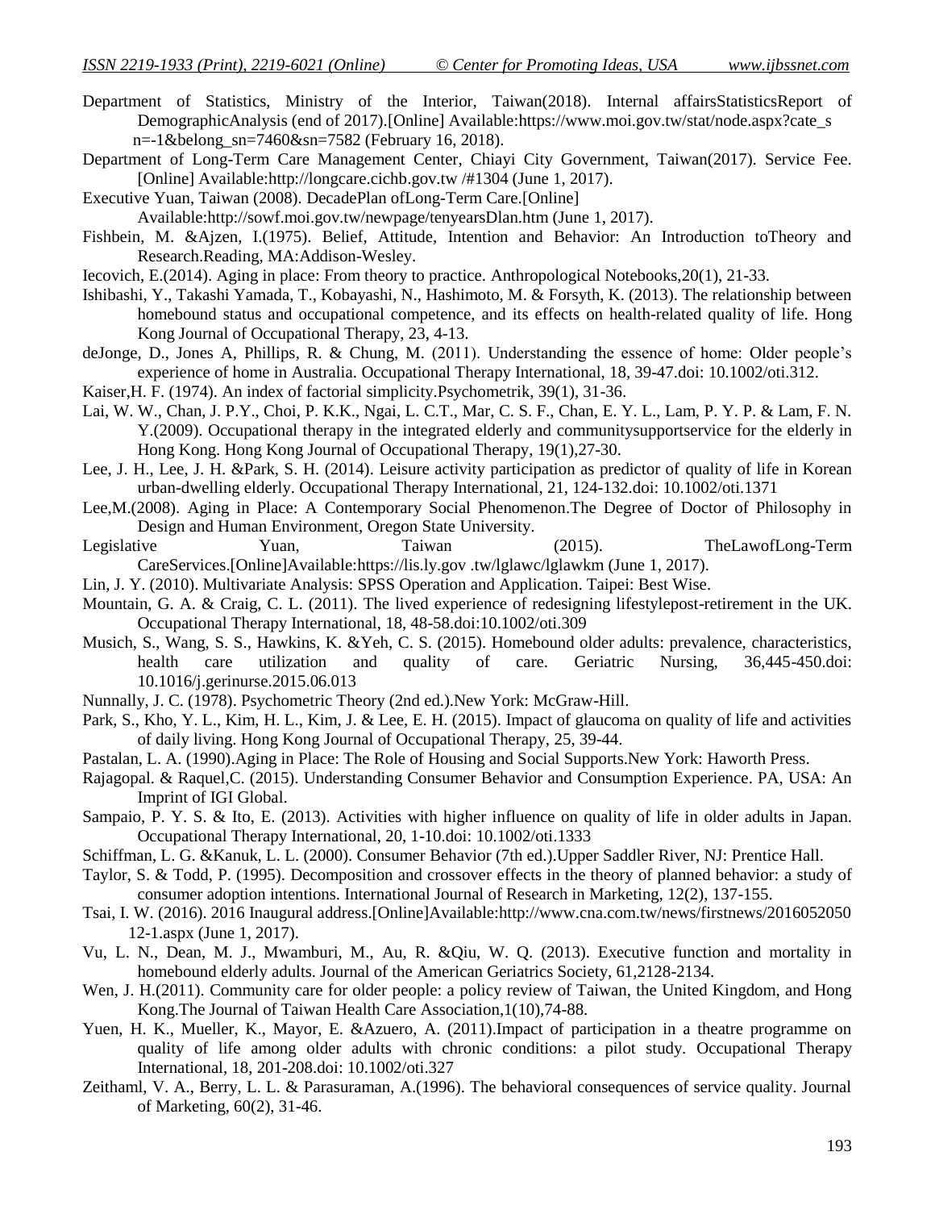Department of Statistics, Ministry of the Interior, Taiwan(2018). Internal affairsStatisticsReport of DemographicAnalysis (end of 2017).[Online] Available:https://www.moi.gov.tw/stat/node.aspx?cate_s n=-1&belong_sn=7460&sn=7582 (February 16, 2018).

Department of Long-Term Care Management Center, Chiayi City Government, Taiwan(2017). Service Fee. [Online] Available:http://longcare.cichb.gov.tw /#1304 (June 1, 2017).

Executive Yuan, Taiwan (2008). DecadePlan ofLong-Term Care.[Online] Available:http://sowf.moi.gov.tw/newpage/tenyearsDlan.htm (June 1, 2017).

Fishbein, M. &Ajzen, I.(1975). Belief, Attitude, Intention and Behavior: An Introduction toTheory and Research.Reading, MA:Addison-Wesley.

Iecovich, E.(2014). Aging in place: From theory to practice. Anthropological Notebooks,20(1), 21-33.

Ishibashi, Y., Takashi Yamada, T., Kobayashi, N., Hashimoto, M. & Forsyth, K. (2013). The relationship between homebound status and occupational competence, and its effects on health-related quality of life. Hong Kong Journal of Occupational Therapy, 23, 4-13.

deJonge, D., Jones A, Phillips, R. & Chung, M. (2011). Understanding the essence of home: Older people's experience of home in Australia. Occupational Therapy International, 18, 39-47.doi: 10.1002/oti.312.

Kaiser,H. F. (1974). An index of factorial simplicity.Psychometrik, 39(1), 31-36.

Lai, W. W., Chan, J. P.Y., Choi, P. K.K., Ngai, L. C.T., Mar, C. S. F., Chan, E. Y. L., Lam, P. Y. P. & Lam, F. N. Y.(2009). Occupational therapy in the integrated elderly and communitysupportservice for the elderly in Hong Kong. Hong Kong Journal of Occupational Therapy, 19(1),27-30.

Lee, J. H., Lee, J. H. &Park, S. H. (2014). Leisure activity participation as predictor of quality of life in Korean urban-dwelling elderly. Occupational Therapy International, 21, 124-132.doi: 10.1002/oti.1371

Lee,M.(2008). Aging in Place: A Contemporary Social Phenomenon.The Degree of Doctor of Philosophy in Design and Human Environment, Oregon State University.

Legislative Yuan, Taiwan (2015). TheLawofLong-Term CareServices.[Online]Available:https://lis.ly.gov .tw/lglawc/lglawkm (June 1, 2017).

Lin, J. Y. (2010). Multivariate Analysis: SPSS Operation and Application. Taipei: Best Wise.

Mountain, G. A. & Craig, C. L. (2011). The lived experience of redesigning lifestylepost-retirement in the UK. Occupational Therapy International, 18, 48-58.doi:10.1002/oti.309

Musich, S., Wang, S. S., Hawkins, K. &Yeh, C. S. (2015). Homebound older adults: prevalence, characteristics, health care utilization and quality of care. Geriatric Nursing, 36,445-450.doi: 10.1016/j.gerinurse.2015.06.013

Nunnally, J. C. (1978). Psychometric Theory (2nd ed.).New York: McGraw-Hill.

Park, S., Kho, Y. L., Kim, H. L., Kim, J. & Lee, E. H. (2015). Impact of glaucoma on quality of life and activities of daily living. Hong Kong Journal of Occupational Therapy, 25, 39-44.

Pastalan, L. A. (1990).Aging in Place: The Role of Housing and Social Supports.New York: Haworth Press.

Rajagopal. & Raquel,C. (2015). Understanding Consumer Behavior and Consumption Experience. PA, USA: An Imprint of IGI Global.

Sampaio, P. Y. S. & Ito, E. (2013). Activities with higher influence on quality of life in older adults in Japan. Occupational Therapy International, 20, 1-10.doi: 10.1002/oti.1333

Schiffman, L. G. &Kanuk, L. L. (2000). Consumer Behavior (7th ed.).Upper Saddler River, NJ: Prentice Hall.

Taylor, S. & Todd, P. (1995). Decomposition and crossover effects in the theory of planned behavior: a study of consumer adoption intentions. International Journal of Research in Marketing, 12(2), 137-155.

Tsai, I. W. (2016). 2016 Inaugural address.[Online]Available:http://www.cna.com.tw/news/firstnews/2016052050 12-1.aspx (June 1, 2017).

Vu, L. N., Dean, M. J., Mwamburi, M., Au, R. &Qiu, W. Q. (2013). Executive function and mortality in homebound elderly adults. Journal of the American Geriatrics Society, 61,2128-2134.

Wen, J. H.(2011). Community care for older people: a policy review of Taiwan, the United Kingdom, and Hong Kong.The Journal of Taiwan Health Care Association,1(10),74-88.

Yuen, H. K., Mueller, K., Mayor, E. &Azuero, A. (2011).Impact of participation in a theatre programme on quality of life among older adults with chronic conditions: a pilot study. Occupational Therapy International, 18, 201-208.doi: 10.1002/oti.327

Zeithaml, V. A., Berry, L. L. & Parasuraman, A.(1996). The behavioral consequences of service quality. Journal of Marketing, 60(2), 31-46.